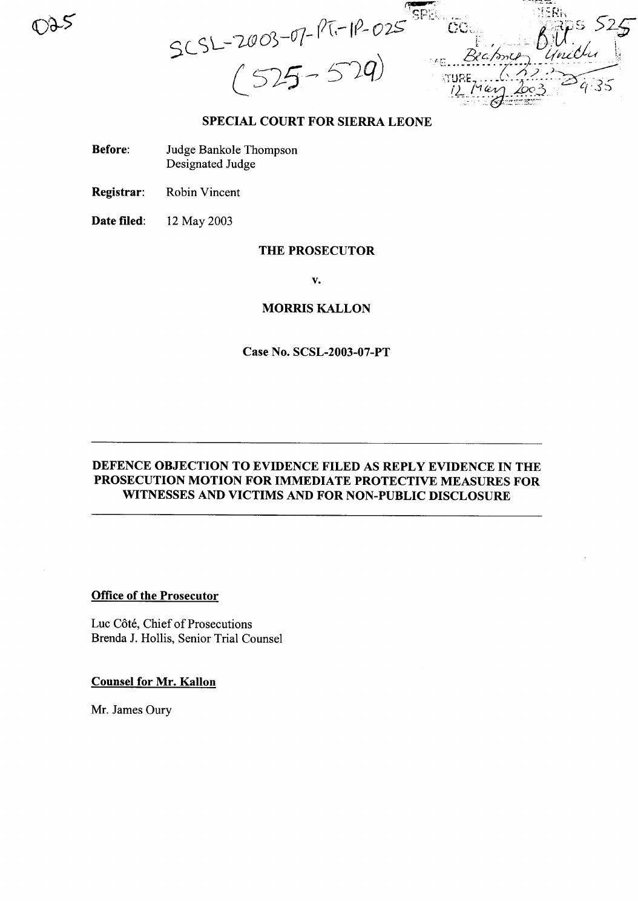SCSL-2003-07-PT-IP-025
(525-529)

# SPECIAL COURT FOR SIERRA LEONE

**Before:** Judge Bankole Thompson
Designated Judge

**Registrar:** Robin Vincent

**Date filed:** 12 May 2003

**THE PROSECUTOR**

**v.**

**MORRIS KALLON**

**Case No. SCSL-2003-07-PT**

---

**DEFENCE OBJECTION TO EVIDENCE FILED AS REPLY EVIDENCE IN THE PROSECUTION MOTION FOR IMMEDIATE PROTECTIVE MEASURES FOR WITNESSES AND VICTIMS AND FOR NON-PUBLIC DISCLOSURE**

---

**Office of the Prosecutor**

Luc Côté, Chief of Prosecutions
Brenda J. Hollis, Senior Trial Counsel

**Counsel for Mr. Kallon**

Mr. James Oury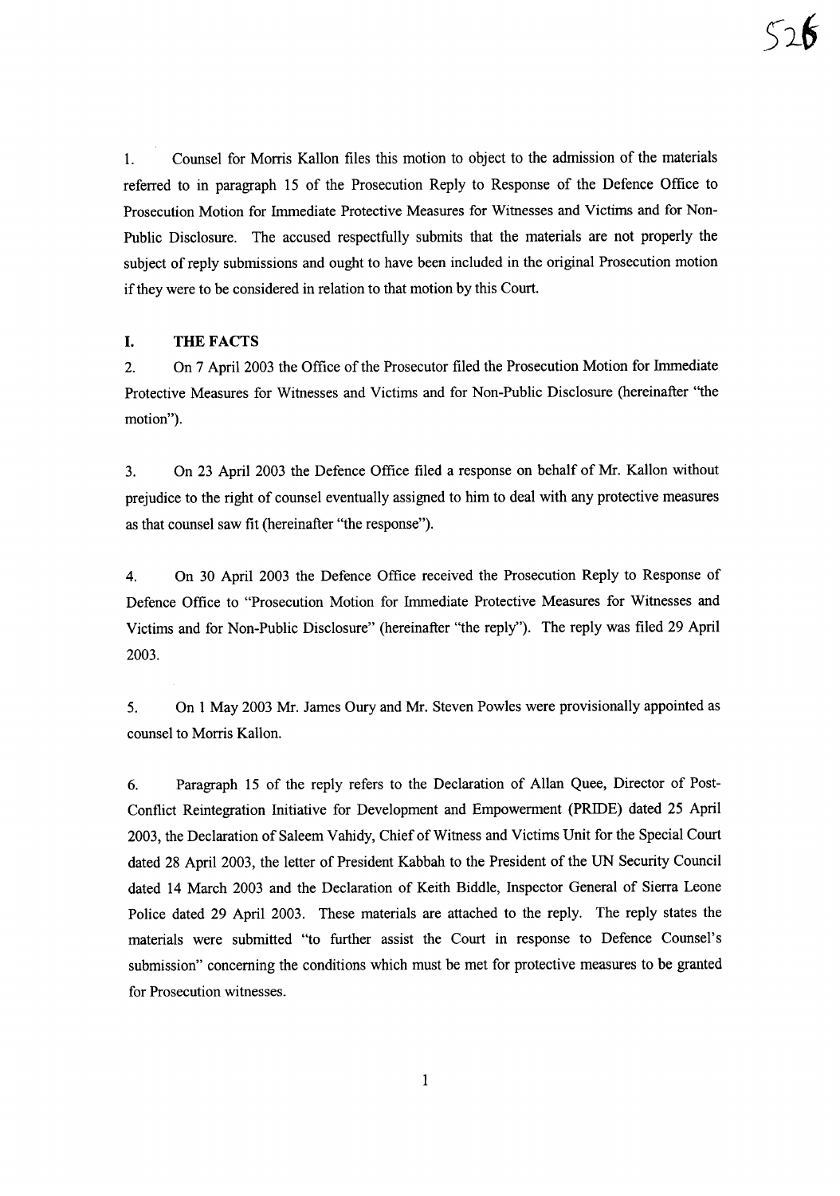1. Counsel for Morris Kallon files this motion to object to the admission of the materials referred to in paragraph 15 of the Prosecution Reply to Response of the Defence Office to Prosecution Motion for Immediate Protective Measures for Witnesses and Victims and for Non-Public Disclosure. The accused respectfully submits that the materials are not properly the subject of reply submissions and ought to have been included in the original Prosecution motion if they were to be considered in relation to that motion by this Court.

## I. THE FACTS

2. On 7 April 2003 the Office of the Prosecutor filed the Prosecution Motion for Immediate Protective Measures for Witnesses and Victims and for Non-Public Disclosure (hereinafter "the motion").

3. On 23 April 2003 the Defence Office filed a response on behalf of Mr. Kallon without prejudice to the right of counsel eventually assigned to him to deal with any protective measures as that counsel saw fit (hereinafter "the response").

4. On 30 April 2003 the Defence Office received the Prosecution Reply to Response of Defence Office to "Prosecution Motion for Immediate Protective Measures for Witnesses and Victims and for Non-Public Disclosure" (hereinafter "the reply"). The reply was filed 29 April 2003.

5. On 1 May 2003 Mr. James Oury and Mr. Steven Powles were provisionally appointed as counsel to Morris Kallon.

6. Paragraph 15 of the reply refers to the Declaration of Allan Quee, Director of Post-Conflict Reintegration Initiative for Development and Empowerment (PRIDE) dated 25 April 2003, the Declaration of Saleem Vahidy, Chief of Witness and Victims Unit for the Special Court dated 28 April 2003, the letter of President Kabbah to the President of the UN Security Council dated 14 March 2003 and the Declaration of Keith Biddle, Inspector General of Sierra Leone Police dated 29 April 2003. These materials are attached to the reply. The reply states the materials were submitted "to further assist the Court in response to Defence Counsel's submission" concerning the conditions which must be met for protective measures to be granted for Prosecution witnesses.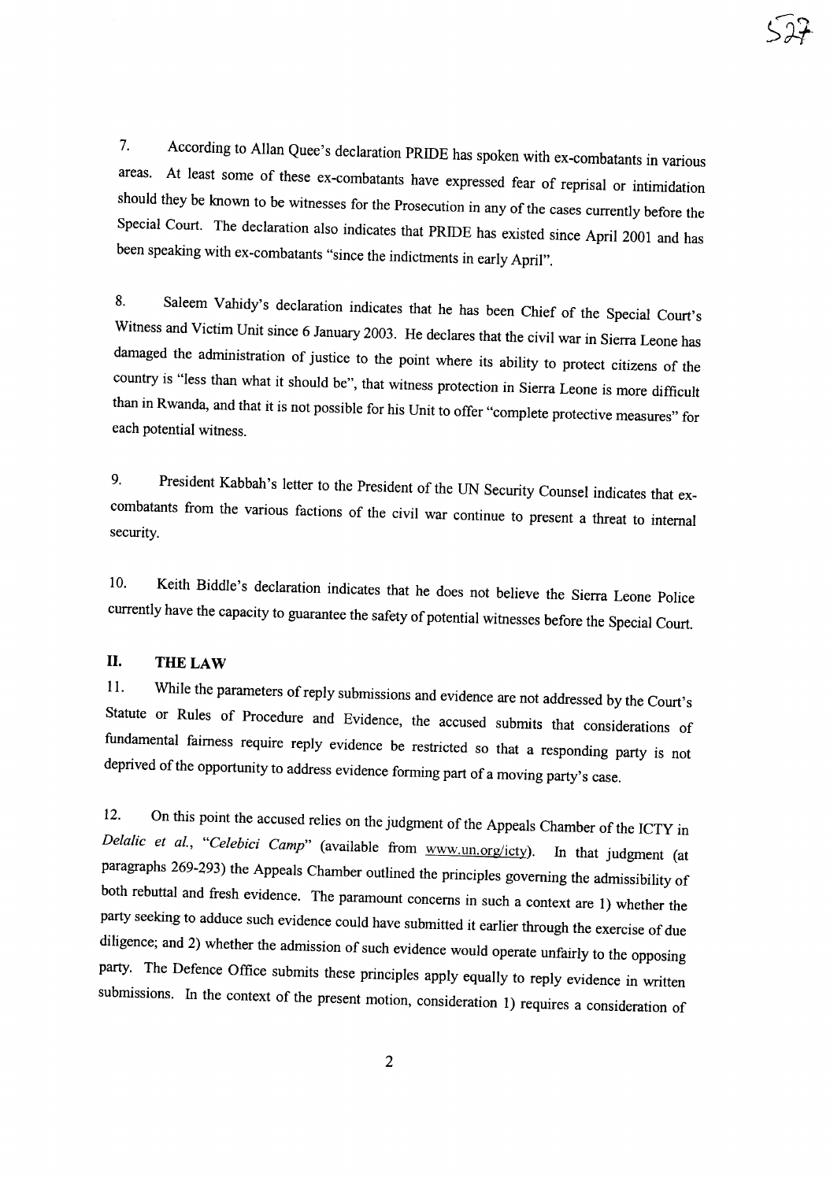7. According to Allan Quee's declaration PRIDE has spoken with ex-combatants in various areas. At least some of these ex-combatants have expressed fear of reprisal or intimidation should they be known to be witnesses for the Prosecution in any of the cases currently before the Special Court. The declaration also indicates that PRIDE has existed since April 2001 and has been speaking with ex-combatants "since the indictments in early April".

8. Saleem Vahidy's declaration indicates that he has been Chief of the Special Court's Witness and Victim Unit since 6 January 2003. He declares that the civil war in Sierra Leone has damaged the administration of justice to the point where its ability to protect citizens of the country is "less than what it should be", that witness protection in Sierra Leone is more difficult than in Rwanda, and that it is not possible for his Unit to offer "complete protective measures" for each potential witness.

9. President Kabbah's letter to the President of the UN Security Counsel indicates that ex-combatants from the various factions of the civil war continue to present a threat to internal security.

10. Keith Biddle's declaration indicates that he does not believe the Sierra Leone Police currently have the capacity to guarantee the safety of potential witnesses before the Special Court.

## II. THE LAW

11. While the parameters of reply submissions and evidence are not addressed by the Court's Statute or Rules of Procedure and Evidence, the accused submits that considerations of fundamental fairness require reply evidence be restricted so that a responding party is not deprived of the opportunity to address evidence forming part of a moving party's case.

12. On this point the accused relies on the judgment of the Appeals Chamber of the ICTY in *Delalic et al., "Celebici Camp"* (available from www.un.org/icty). In that judgment (at paragraphs 269-293) the Appeals Chamber outlined the principles governing the admissibility of both rebuttal and fresh evidence. The paramount concerns in such a context are 1) whether the party seeking to adduce such evidence could have submitted it earlier through the exercise of due diligence; and 2) whether the admission of such evidence would operate unfairly to the opposing party. The Defence Office submits these principles apply equally to reply evidence in written submissions. In the context of the present motion, consideration 1) requires a consideration of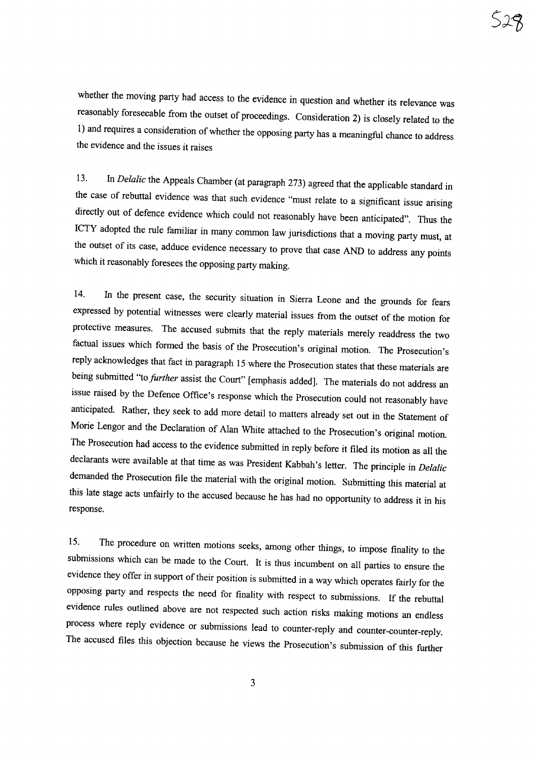whether the moving party had access to the evidence in question and whether its relevance was reasonably foreseeable from the outset of proceedings. Consideration 2) is closely related to the 1) and requires a consideration of whether the opposing party has a meaningful chance to address the evidence and the issues it raises

13. In *Delalic* the Appeals Chamber (at paragraph 273) agreed that the applicable standard in the case of rebuttal evidence was that such evidence "must relate to a significant issue arising directly out of defence evidence which could not reasonably have been anticipated". Thus the ICTY adopted the rule familiar in many common law jurisdictions that a moving party must, at the outset of its case, adduce evidence necessary to prove that case AND to address any points which it reasonably foresees the opposing party making.

14. In the present case, the security situation in Sierra Leone and the grounds for fears expressed by potential witnesses were clearly material issues from the outset of the motion for protective measures. The accused submits that the reply materials merely readdress the two factual issues which formed the basis of the Prosecution's original motion. The Prosecution's reply acknowledges that fact in paragraph 15 where the Prosecution states that these materials are being submitted "to *further* assist the Court" [emphasis added]. The materials do not address an issue raised by the Defence Office's response which the Prosecution could not reasonably have anticipated. Rather, they seek to add more detail to matters already set out in the Statement of Morie Lengor and the Declaration of Alan White attached to the Prosecution's original motion. The Prosecution had access to the evidence submitted in reply before it filed its motion as all the declarants were available at that time as was President Kabbah's letter. The principle in *Delalic* demanded the Prosecution file the material with the original motion. Submitting this material at this late stage acts unfairly to the accused because he has had no opportunity to address it in his response.

15. The procedure on written motions seeks, among other things, to impose finality to the submissions which can be made to the Court. It is thus incumbent on all parties to ensure the evidence they offer in support of their position is submitted in a way which operates fairly for the opposing party and respects the need for finality with respect to submissions. If the rebuttal evidence rules outlined above are not respected such action risks making motions an endless process where reply evidence or submissions lead to counter-reply and counter-counter-reply. The accused files this objection because he views the Prosecution's submission of this further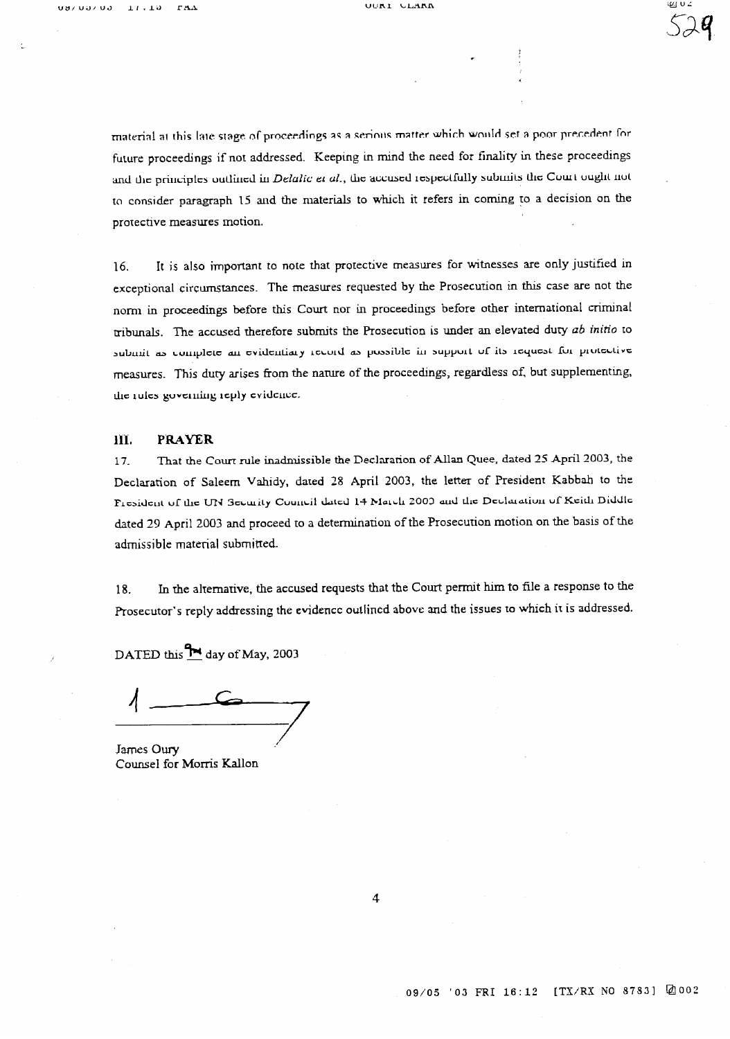material at this late stage of proceedings as a serious matter which would set a poor precedent for future proceedings if not addressed. Keeping in mind the need for finality in these proceedings and the principles outlined in *Delalic et al.*, the accused respectfully submits the Court ought not to consider paragraph 15 and the materials to which it refers in coming to a decision on the protective measures motion.

16. It is also important to note that protective measures for witnesses are only justified in exceptional circumstances. The measures requested by the Prosecution in this case are not the norm in proceedings before this Court nor in proceedings before other international criminal tribunals. The accused therefore submits the Prosecution is under an elevated duty *ab initio* to submit as complete an evidentiary record as possible in support of its request for protective measures. This duty arises from the nature of the proceedings, regardless of, but supplementing, the rules governing reply evidence.

## III. PRAYER

17. That the Court rule inadmissible the Declaration of Allan Quee, dated 25 April 2003, the Declaration of Saleem Vahidy, dated 28 April 2003, the letter of President Kabbah to the President of the UN Security Council dated 14 March 2003 and the Declaration of Keith Biddle dated 29 April 2003 and proceed to a determination of the Prosecution motion on the basis of the admissible material submitted.

18. In the alternative, the accused requests that the Court permit him to file a response to the Prosecutor's reply addressing the evidence outlined above and the issues to which it is addressed.

DATED this 9th day of May, 2003

James Oury
Counsel for Morris Kallon